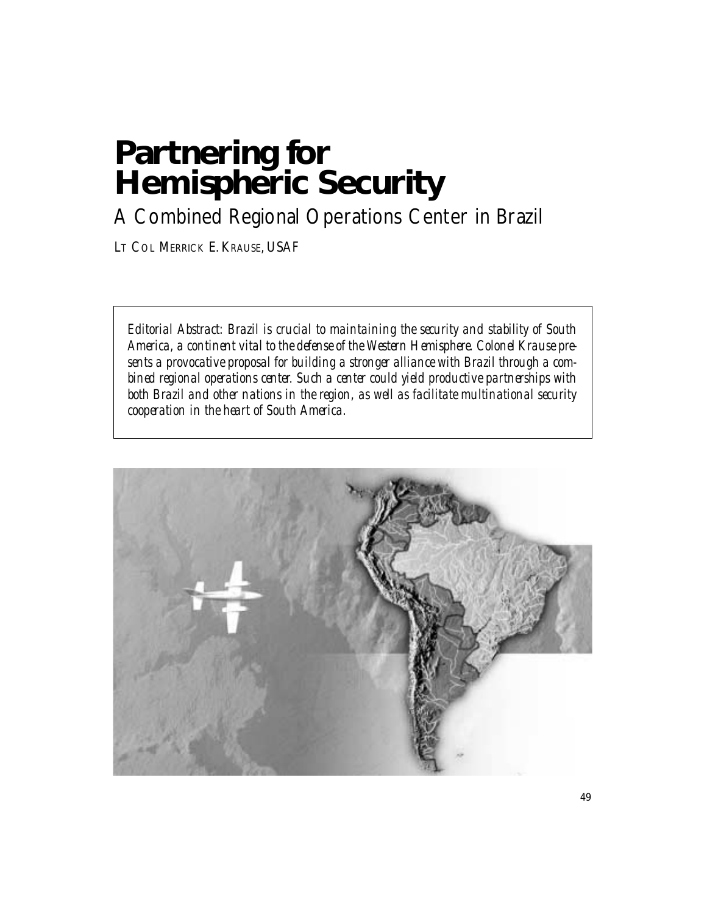# Partnering for Hemispheric Security

## A Combined Regional Operations Center in Brazil

LT COL MERRICK E. KRAUSE, USAF

*Editorial Abstract: Brazil is crucial to maintaining the security and stability of South America, a continent vital to the defense of the Western Hemisphere. Colonel Krause presents a provocative proposal for building a stronger alliance with Brazil through a combined regional operations center. Such a center could yield productive partnerships with both Brazil and other nations in the region, as well as facilitate multinational security cooperation in the heart of South America.*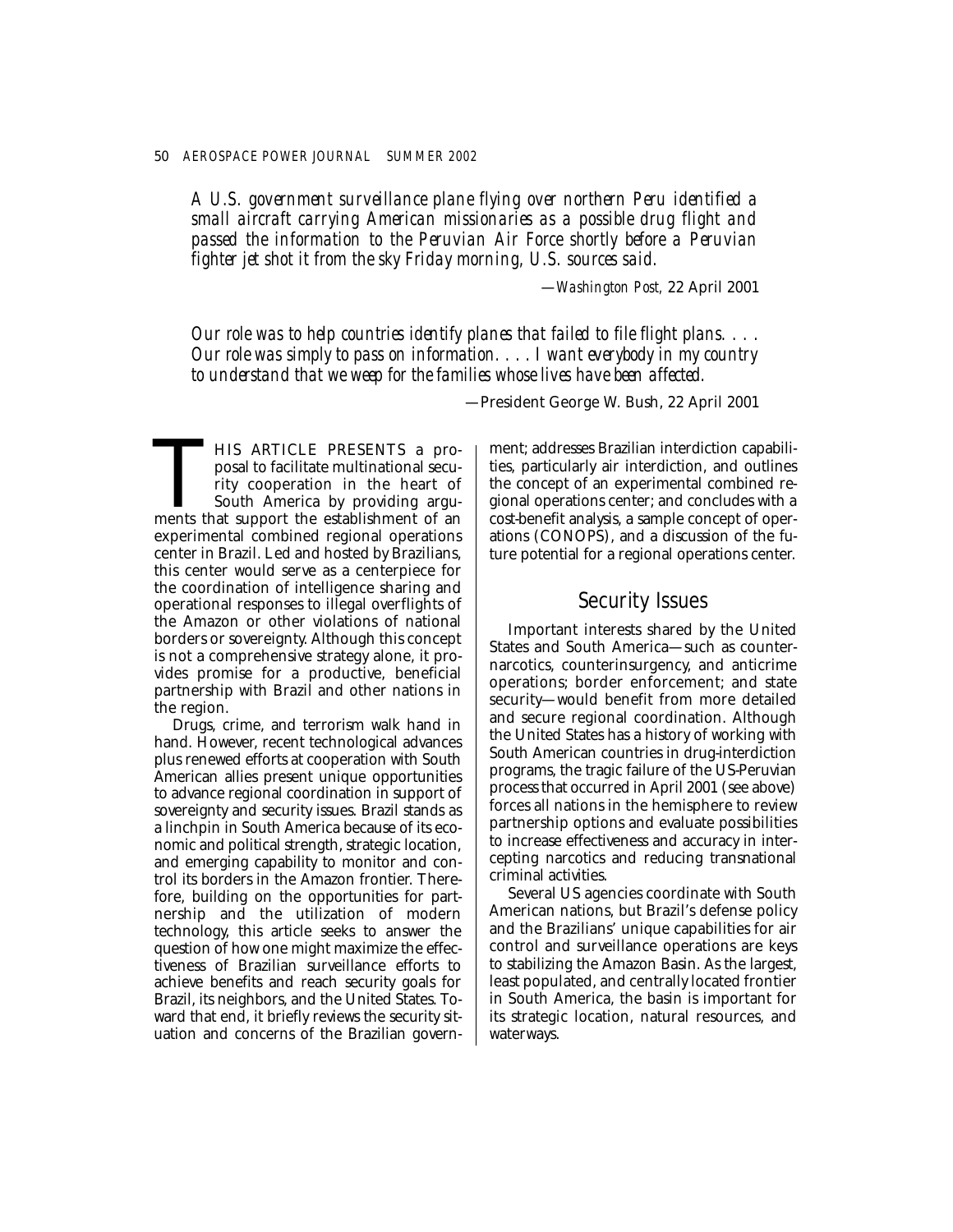*A U.S. government surveillance plane flying over northern Peru identified a small aircraft carrying American missionaries as a possible drug flight and passed the information to the Peruvian Air Force shortly before a Peruvian fighter jet shot it from the sky Friday morning, U.S. sources said.*

—*Washington Post,* 22 April 2001

*Our role was to help countries identify planes that failed to file flight plans. . . . Our role was simply to pass on information. . . . I want everybody in my country to understand that we weep for the families whose lives have been affected.*

—President George W. Bush, 22 April 2001

THIS ARTICLE PRESENTS a proposal to facilitate multinational security cooperation in the heart of South America by providing arguments that support the establishment of an experimental combined regional operations center in Brazil. Led and hosted by Brazilians, this center would serve as a centerpiece for the coordination of intelligence sharing and operational responses to illegal overflights of the Amazon or other violations of national borders or sovereignty. Although this concept is not a comprehensive strategy alone, it provides promise for a productive, beneficial partnership with Brazil and other nations in the region.

Drugs, crime, and terrorism walk hand in hand. However, recent technological advances plus renewed efforts at cooperation with South American allies present unique opportunities to advance regional coordination in support of sovereignty and security issues. Brazil stands as a linchpin in South America because of its economic and political strength, strategic location, and emerging capability to monitor and control its borders in the Amazon frontier. Therefore, building on the opportunities for partnership and the utilization of modern technology, this article seeks to answer the question of how one might maximize the effectiveness of Brazilian surveillance efforts to achieve benefits and reach security goals for Brazil, its neighbors, and the United States. Toward that end, it briefly reviews the security situation and concerns of the Brazilian government; addresses Brazilian interdiction capabilities, particularly air interdiction, and outlines the concept of an experimental combined regional operations center; and concludes with a cost-benefit analysis, a sample concept of operations (CONOPS), and a discussion of the future potential for a regional operations center.

## Security Issues

Important interests shared by the United States and South America—such as counternarcotics, counterinsurgency, and anticrime operations; border enforcement; and state security—would benefit from more detailed and secure regional coordination. Although the United States has a history of working with South American countries in drug-interdiction programs, the tragic failure of the US-Peruvian process that occurred in April 2001 (see above) forces all nations in the hemisphere to review partnership options and evaluate possibilities to increase effectiveness and accuracy in intercepting narcotics and reducing transnational criminal activities.

Several US agencies coordinate with South American nations, but Brazil's defense policy and the Brazilians' unique capabilities for air control and surveillance operations are keys to stabilizing the Amazon Basin. As the largest, least populated, and centrally located frontier in South America, the basin is important for its strategic location, natural resources, and waterways.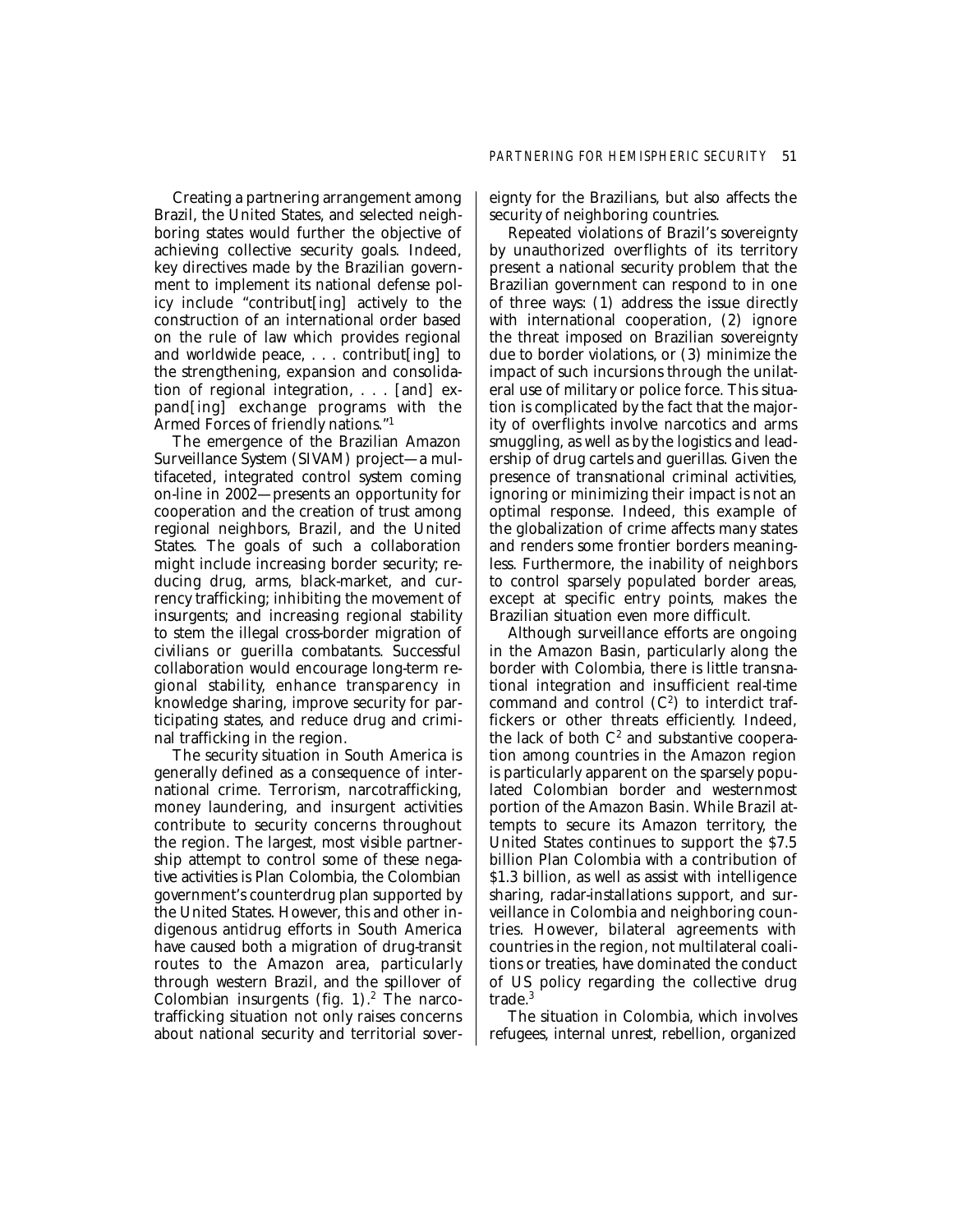Creating a partnering arrangement among Brazil, the United States, and selected neighboring states would further the objective of achieving collective security goals. Indeed, key directives made by the Brazilian government to implement its national defense policy include "contribut[ing] actively to the construction of an international order based on the rule of law which provides regional and worldwide peace, . . . contribut[ing] to the strengthening, expansion and consolidation of regional integration, . . . [and] expand[ing] exchange programs with the Armed Forces of friendly nations."[1]

The emergence of the Brazilian Amazon Surveillance System (SIVAM) project—a multifaceted, integrated control system coming on-line in 2002—presents an opportunity for cooperation and the creation of trust among regional neighbors, Brazil, and the United States. The goals of such a collaboration might include increasing border security; reducing drug, arms, black-market, and currency trafficking; inhibiting the movement of insurgents; and increasing regional stability to stem the illegal cross-border migration of civilians or guerilla combatants. Successful collaboration would encourage long-term regional stability, enhance transparency in knowledge sharing, improve security for participating states, and reduce drug and criminal trafficking in the region.

The security situation in South America is generally defined as a consequence of international crime. Terrorism, narcotrafficking, money laundering, and insurgent activities contribute to security concerns throughout the region. The largest, most visible partnership attempt to control some of these negative activities is Plan Colombia, the Colombian government's counterdrug plan supported by the United States. However, this and other indigenous antidrug efforts in South America have caused both a migration of drug-transit routes to the Amazon area, particularly through western Brazil, and the spillover of Colombian insurgents (fig. 1).[2] The narcotrafficking situation not only raises concerns about national security and territorial sovereignty for the Brazilians, but also affects the security of neighboring countries.

Repeated violations of Brazil's sovereignty by unauthorized overflights of its territory present a national security problem that the Brazilian government can respond to in one of three ways: (1) address the issue directly with international cooperation, (2) ignore the threat imposed on Brazilian sovereignty due to border violations, or (3) minimize the impact of such incursions through the unilateral use of military or police force. This situation is complicated by the fact that the majority of overflights involve narcotics and arms smuggling, as well as by the logistics and leadership of drug cartels and guerillas. Given the presence of transnational criminal activities, ignoring or minimizing their impact is not an optimal response. Indeed, this example of the globalization of crime affects many states and renders some frontier borders meaningless. Furthermore, the inability of neighbors to control sparsely populated border areas, except at specific entry points, makes the Brazilian situation even more difficult.

Although surveillance efforts are ongoing in the Amazon Basin, particularly along the border with Colombia, there is little transnational integration and insufficient real-time command and control ($C^2$) to interdict traffickers or other threats efficiently. Indeed, the lack of both $C^2$ and substantive cooperation among countries in the Amazon region is particularly apparent on the sparsely populated Colombian border and westernmost portion of the Amazon Basin. While Brazil attempts to secure its Amazon territory, the United States continues to support the $7.5 billion Plan Colombia with a contribution of $1.3 billion, as well as assist with intelligence sharing, radar-installations support, and surveillance in Colombia and neighboring countries. However, bilateral agreements with countries in the region, not multilateral coalitions or treaties, have dominated the conduct of US policy regarding the collective drug trade.[3]

The situation in Colombia, which involves refugees, internal unrest, rebellion, organized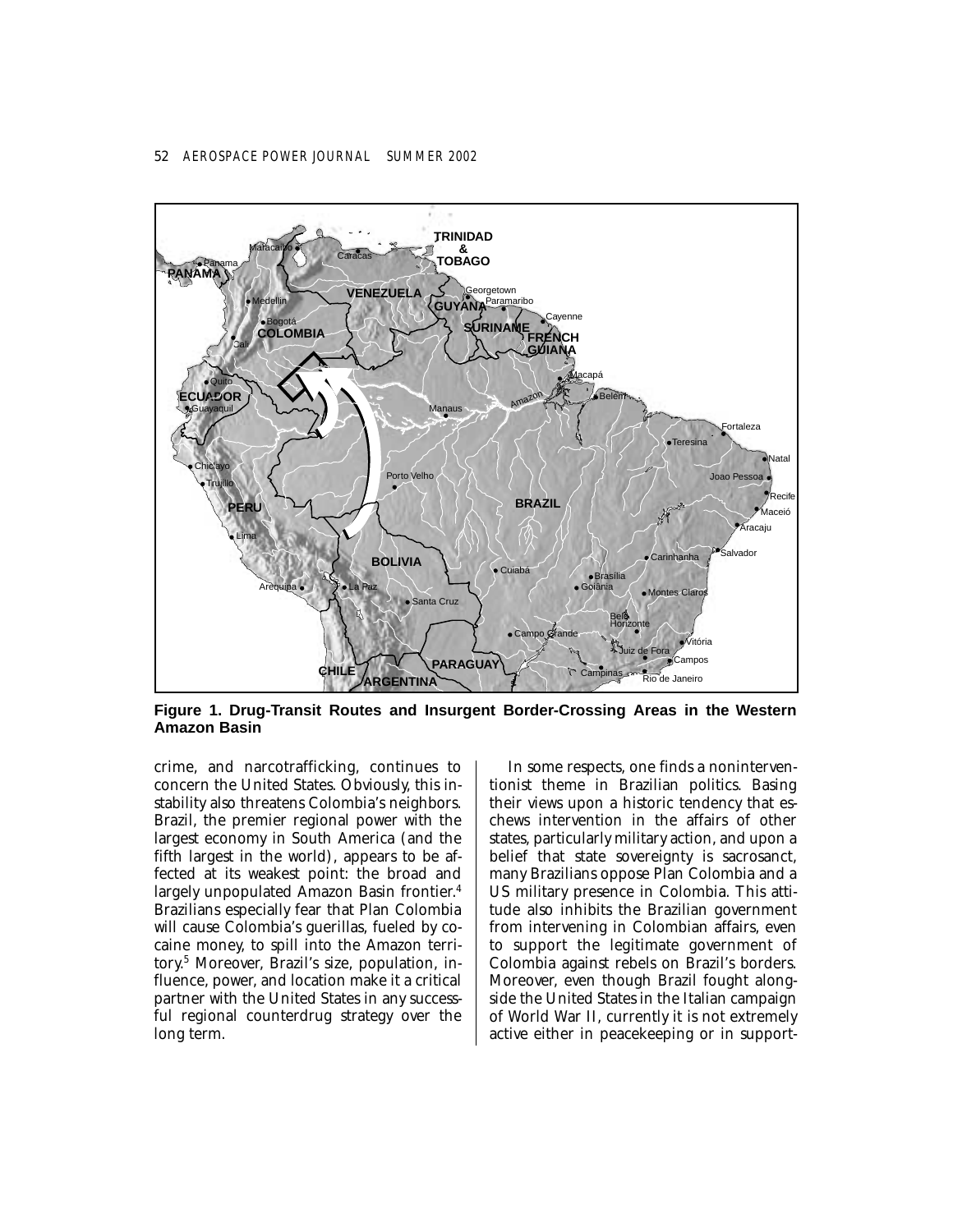Figure 1. Drug-Transit Routes and Insurgent Border-Crossing Areas in the Western Amazon Basin

crime, and narcotrafficking, continues to concern the United States. Obviously, this instability also threatens Colombia's neighbors. Brazil, the premier regional power with the largest economy in South America (and the fifth largest in the world), appears to be affected at its weakest point: the broad and largely unpopulated Amazon Basin frontier.[4] Brazilians especially fear that Plan Colombia will cause Colombia's guerillas, fueled by cocaine money, to spill into the Amazon territory.[5] Moreover, Brazil's size, population, influence, power, and location make it a critical partner with the United States in any successful regional counterdrug strategy over the long term.

In some respects, one finds a noninterventionist theme in Brazilian politics. Basing their views upon a historic tendency that eschews intervention in the affairs of other states, particularly military action, and upon a belief that state sovereignty is sacrosanct, many Brazilians oppose Plan Colombia and a US military presence in Colombia. This attitude also inhibits the Brazilian government from intervening in Colombian affairs, even to support the legitimate government of Colombia against rebels on Brazil's borders. Moreover, even though Brazil fought alongside the United States in the Italian campaign of World War II, currently it is not extremely active either in peacekeeping or in support-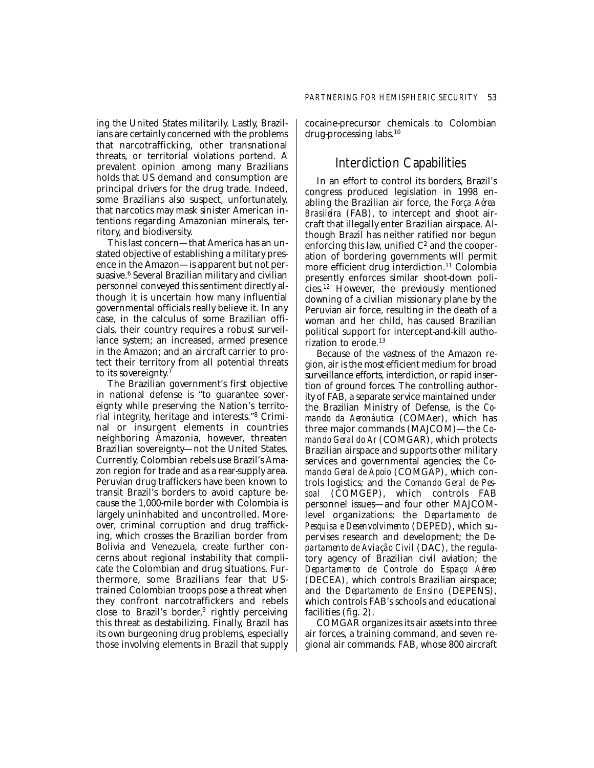ing the United States militarily. Lastly, Brazilians are certainly concerned with the problems that narcotrafficking, other transnational threats, or territorial violations portend. A prevalent opinion among many Brazilians holds that US demand and consumption are principal drivers for the drug trade. Indeed, some Brazilians also suspect, unfortunately, that narcotics may mask sinister American intentions regarding Amazonian minerals, territory, and biodiversity.

This last concern—that America has an unstated objective of establishing a military presence in the Amazon—is apparent but not persuasive.[6] Several Brazilian military and civilian personnel conveyed this sentiment directly although it is uncertain how many influential governmental officials really believe it. In any case, in the calculus of some Brazilian officials, their country requires a robust surveillance system; an increased, armed presence in the Amazon; and an aircraft carrier to protect their territory from all potential threats to its sovereignty.[7]

The Brazilian government's first objective in national defense is "to guarantee sovereignty while preserving the Nation's territorial integrity, heritage and interests."[8] Criminal or insurgent elements in countries neighboring Amazonia, however, threaten Brazilian sovereignty—not the United States. Currently, Colombian rebels use Brazil's Amazon region for trade and as a rear-supply area. Peruvian drug traffickers have been known to transit Brazil's borders to avoid capture because the 1,000-mile border with Colombia is largely uninhabited and uncontrolled. Moreover, criminal corruption and drug trafficking, which crosses the Brazilian border from Bolivia and Venezuela, create further concerns about regional instability that complicate the Colombian and drug situations. Furthermore, some Brazilians fear that US-trained Colombian troops pose a threat when they confront narcotraffickers and rebels close to Brazil's border,[9] rightly perceiving this threat as destabilizing. Finally, Brazil has its own burgeoning drug problems, especially those involving elements in Brazil that supply cocaine-precursor chemicals to Colombian drug-processing labs.[10]

## Interdiction Capabilities

In an effort to control its borders, Brazil's congress produced legislation in 1998 enabling the Brazilian air force, the *Força Aérea Brasileira* (FAB), to intercept and shoot aircraft that illegally enter Brazilian airspace. Although Brazil has neither ratified nor begun enforcing this law, unified $C^2$ and the cooperation of bordering governments will permit more efficient drug interdiction.[11] Colombia presently enforces similar shoot-down policies.[12] However, the previously mentioned downing of a civilian missionary plane by the Peruvian air force, resulting in the death of a woman and her child, has caused Brazilian political support for intercept-and-kill authorization to erode.[13]

Because of the vastness of the Amazon region, air is the most efficient medium for broad surveillance efforts, interdiction, or rapid insertion of ground forces. The controlling authority of FAB, a separate service maintained under the Brazilian Ministry of Defense, is the *Comando da Aeronáutica* (COMAer), which has three major commands (MAJCOM)—the *Comando Geral do Ar* (COMGAR), which protects Brazilian airspace and supports other military services and governmental agencies; the *Comando Geral de Apoio* (COMGAP), which controls logistics; and the *Comando Geral de Pessoal* (COMGEP), which controls FAB personnel issues—and four other MAJCOM-level organizations: the *Departamento de Pesquisa e Desenvolvimento* (DEPED), which supervises research and development; the *Departamento de Aviação Civil* (DAC), the regulatory agency of Brazilian civil aviation; the *Departamento de Controle do Espaço Aéreo* (DECEA), which controls Brazilian airspace; and the *Departamento de Ensino* (DEPENS), which controls FAB's schools and educational facilities (fig. 2).

COMGAR organizes its air assets into three air forces, a training command, and seven regional air commands. FAB, whose 800 aircraft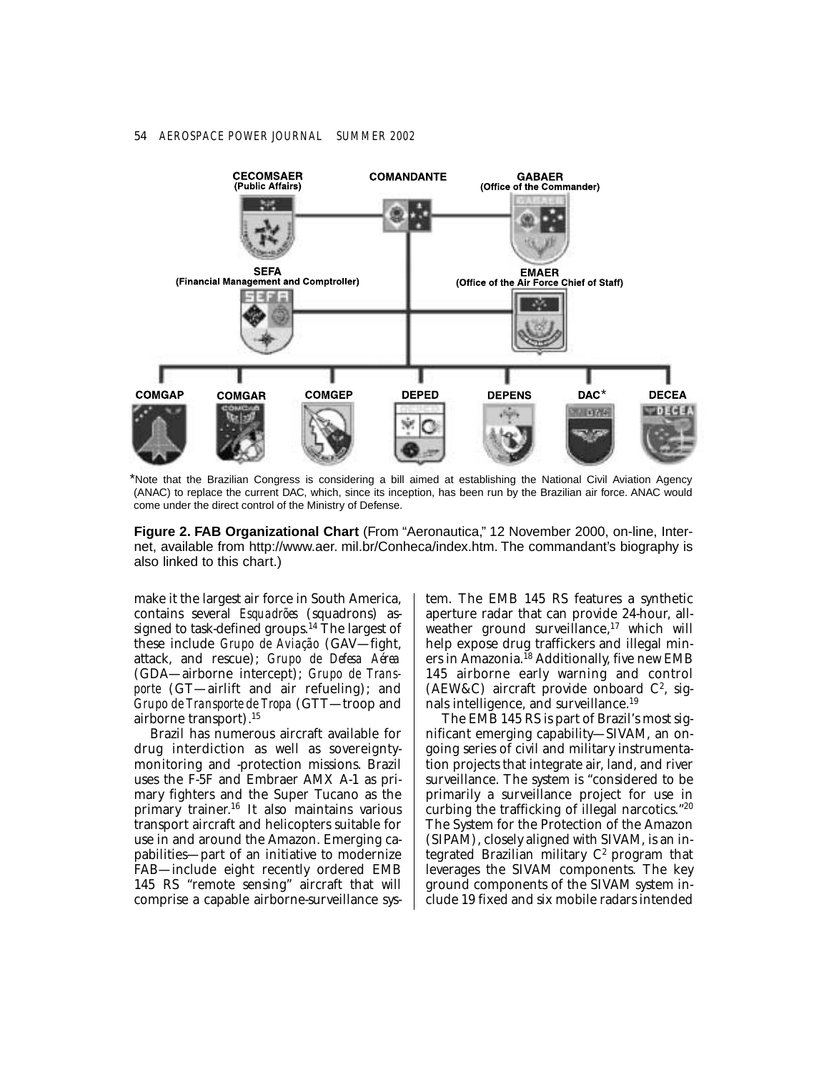CECOMSAER (Public Affairs)

COMANDANTE

GABAER (Office of the Commander)

SEFA (Financial Management and Comptroller)

EMAER (Office of the Air Force Chief of Staff)

COMGAP | COMGAR | COMGEP | DEPED | DEPENS | DAC* | DECEA

*Note that the Brazilian Congress is considering a bill aimed at establishing the National Civil Aviation Agency (ANAC) to replace the current DAC, which, since its inception, has been run by the Brazilian air force. ANAC would come under the direct control of the Ministry of Defense.

**Figure 2. FAB Organizational Chart** (From "Aeronautica," 12 November 2000, on-line, Internet, available from http://www.aer. mil.br/Conheca/index.htm. The commandant's biography is also linked to this chart.)

make it the largest air force in South America, contains several *Esquadrões* (squadrons) assigned to task-defined groups.[14] The largest of these include *Grupo de Aviação* (GAV—fight, attack, and rescue); *Grupo de Defesa Aérea* (GDA—airborne intercept); *Grupo de Transporte* (GT—airlift and air refueling); and *Grupo de Transporte de Tropa* (GTT—troop and airborne transport).[15]

Brazil has numerous aircraft available for drug interdiction as well as sovereignty-monitoring and -protection missions. Brazil uses the F-5F and Embraer AMX A-1 as primary fighters and the Super Tucano as the primary trainer.[16] It also maintains various transport aircraft and helicopters suitable for use in and around the Amazon. Emerging capabilities—part of an initiative to modernize FAB—include eight recently ordered EMB 145 RS "remote sensing" aircraft that will comprise a capable airborne-surveillance system. The EMB 145 RS features a synthetic aperture radar that can provide 24-hour, all-weather ground surveillance,[17] which will help expose drug traffickers and illegal miners in Amazonia.[18] Additionally, five new EMB 145 airborne early warning and control (AEW&C) aircraft provide onboard $C^2$, signals intelligence, and surveillance.[19]

The EMB 145 RS is part of Brazil's most significant emerging capability—SIVAM, an ongoing series of civil and military instrumentation projects that integrate air, land, and river surveillance. The system is "considered to be primarily a surveillance project for use in curbing the trafficking of illegal narcotics."[20] The System for the Protection of the Amazon (SIPAM), closely aligned with SIVAM, is an integrated Brazilian military $C^2$ program that leverages the SIVAM components. The key ground components of the SIVAM system include 19 fixed and six mobile radars intended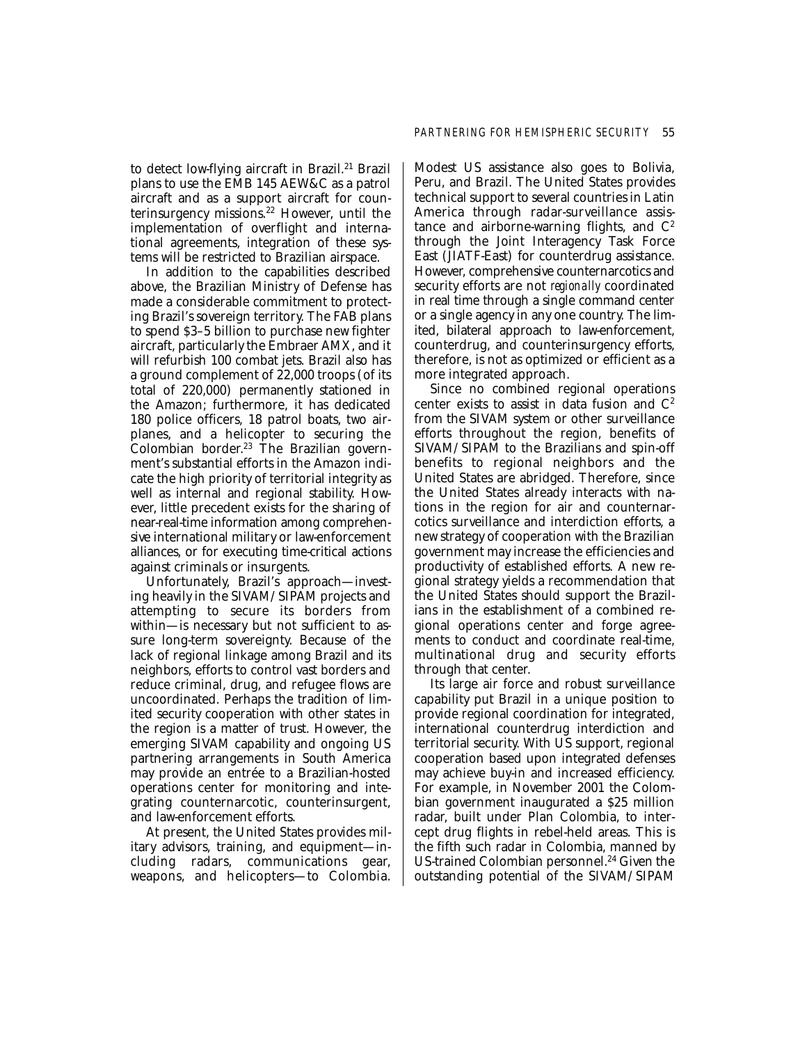to detect low-flying aircraft in Brazil.[21] Brazil plans to use the EMB 145 AEW&C as a patrol aircraft and as a support aircraft for counterinsurgency missions.[22] However, until the implementation of overflight and international agreements, integration of these systems will be restricted to Brazilian airspace.

In addition to the capabilities described above, the Brazilian Ministry of Defense has made a considerable commitment to protecting Brazil's sovereign territory. The FAB plans to spend $3–5 billion to purchase new fighter aircraft, particularly the Embraer AMX, and it will refurbish 100 combat jets. Brazil also has a ground complement of 22,000 troops (of its total of 220,000) permanently stationed in the Amazon; furthermore, it has dedicated 180 police officers, 18 patrol boats, two airplanes, and a helicopter to securing the Colombian border.[23] The Brazilian government's substantial efforts in the Amazon indicate the high priority of territorial integrity as well as internal and regional stability. However, little precedent exists for the sharing of near-real-time information among comprehensive international military or law-enforcement alliances, or for executing time-critical actions against criminals or insurgents.

Unfortunately, Brazil's approach—investing heavily in the SIVAM/SIPAM projects and attempting to secure its borders from within—is necessary but not sufficient to assure long-term sovereignty. Because of the lack of regional linkage among Brazil and its neighbors, efforts to control vast borders and reduce criminal, drug, and refugee flows are uncoordinated. Perhaps the tradition of limited security cooperation with other states in the region is a matter of trust. However, the emerging SIVAM capability and ongoing US partnering arrangements in South America may provide an entrée to a Brazilian-hosted operations center for monitoring and integrating counternarcotic, counterinsurgent, and law-enforcement efforts.

At present, the United States provides military advisors, training, and equipment—including radars, communications gear, weapons, and helicopters—to Colombia. Modest US assistance also goes to Bolivia, Peru, and Brazil. The United States provides technical support to several countries in Latin America through radar-surveillance assistance and airborne-warning flights, and $C^2$ through the Joint Interagency Task Force East (JIATF-East) for counterdrug assistance. However, comprehensive counternarcotics and security efforts are not *regionally* coordinated in real time through a single command center or a single agency in any one country. The limited, bilateral approach to law-enforcement, counterdrug, and counterinsurgency efforts, therefore, is not as optimized or efficient as a more integrated approach.

Since no combined regional operations center exists to assist in data fusion and $C^2$ from the SIVAM system or other surveillance efforts throughout the region, benefits of SIVAM/SIPAM to the Brazilians and spin-off benefits to regional neighbors and the United States are abridged. Therefore, since the United States already interacts with nations in the region for air and counternarcotics surveillance and interdiction efforts, a new strategy of cooperation with the Brazilian government may increase the efficiencies and productivity of established efforts. A new regional strategy yields a recommendation that the United States should support the Brazilians in the establishment of a combined regional operations center and forge agreements to conduct and coordinate real-time, multinational drug and security efforts through that center.

Its large air force and robust surveillance capability put Brazil in a unique position to provide regional coordination for integrated, international counterdrug interdiction and territorial security. With US support, regional cooperation based upon integrated defenses may achieve buy-in and increased efficiency. For example, in November 2001 the Colombian government inaugurated a $25 million radar, built under Plan Colombia, to intercept drug flights in rebel-held areas. This is the fifth such radar in Colombia, manned by US-trained Colombian personnel.[24] Given the outstanding potential of the SIVAM/SIPAM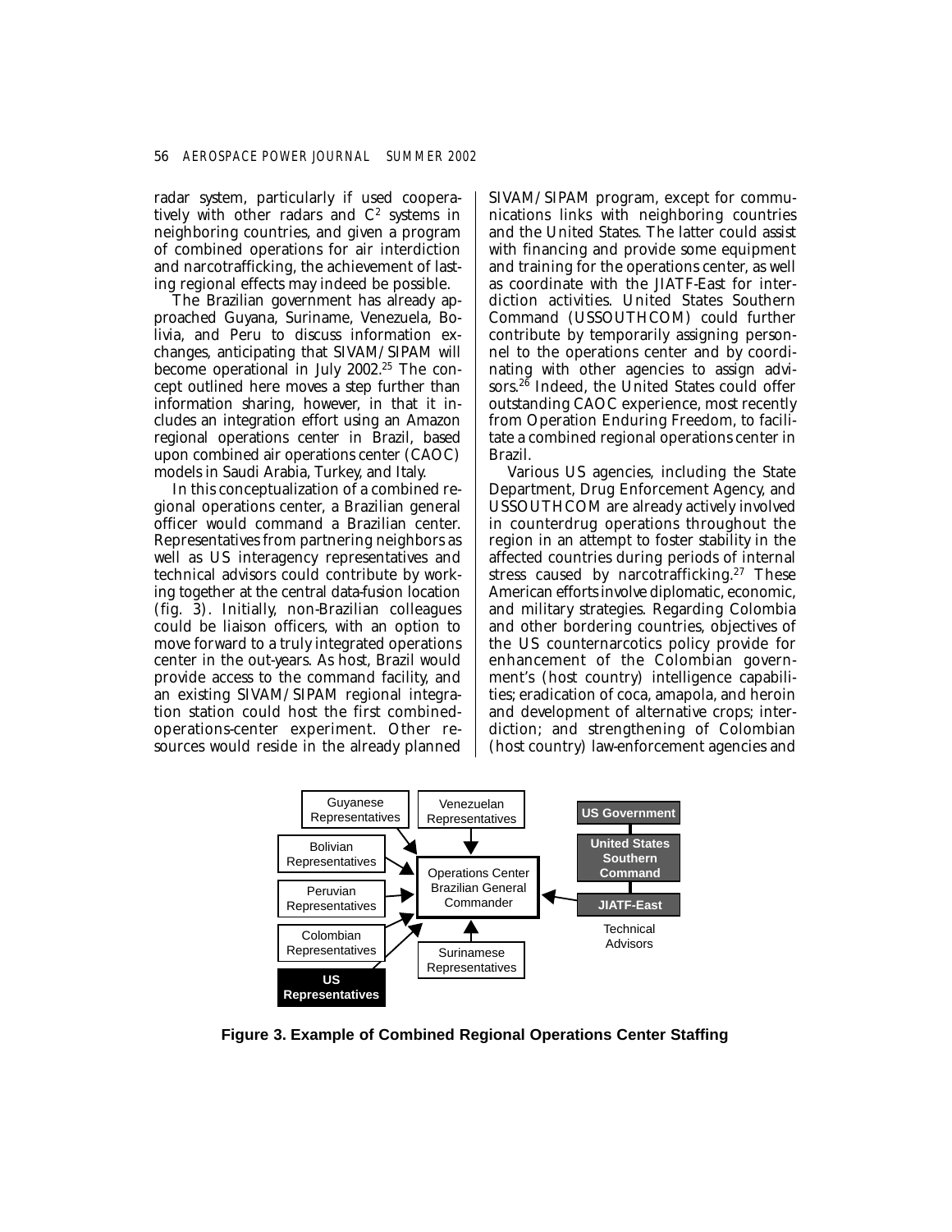radar system, particularly if used cooperatively with other radars and $C^2$ systems in neighboring countries, and given a program of combined operations for air interdiction and narcotrafficking, the achievement of lasting regional effects may indeed be possible.

The Brazilian government has already approached Guyana, Suriname, Venezuela, Bolivia, and Peru to discuss information exchanges, anticipating that SIVAM/SIPAM will become operational in July 2002.[25] The concept outlined here moves a step further than information sharing, however, in that it includes an integration effort using an Amazon regional operations center in Brazil, based upon combined air operations center (CAOC) models in Saudi Arabia, Turkey, and Italy.

In this conceptualization of a combined regional operations center, a Brazilian general officer would command a Brazilian center. Representatives from partnering neighbors as well as US interagency representatives and technical advisors could contribute by working together at the central data-fusion location (fig. 3). Initially, non-Brazilian colleagues could be liaison officers, with an option to move forward to a truly integrated operations center in the out-years. As host, Brazil would provide access to the command facility, and an existing SIVAM/SIPAM regional integration station could host the first combined-operations-center experiment. Other resources would reside in the already planned SIVAM/SIPAM program, except for communications links with neighboring countries and the United States. The latter could assist with financing and provide some equipment and training for the operations center, as well as coordinate with the JIATF-East for interdiction activities. United States Southern Command (USSOUTHCOM) could further contribute by temporarily assigning personnel to the operations center and by coordinating with other agencies to assign advisors.[26] Indeed, the United States could offer outstanding CAOC experience, most recently from Operation Enduring Freedom, to facilitate a combined regional operations center in Brazil.

Various US agencies, including the State Department, Drug Enforcement Agency, and USSOUTHCOM are already actively involved in counterdrug operations throughout the region in an attempt to foster stability in the affected countries during periods of internal stress caused by narcotrafficking.[27] These American efforts involve diplomatic, economic, and military strategies. Regarding Colombia and other bordering countries, objectives of the US counternarcotics policy provide for enhancement of the Colombian government's (host country) intelligence capabilities; eradication of coca, amapola, and heroin and development of alternative crops; interdiction; and strengthening of Colombian (host country) law-enforcement agencies and

Guyanese Representatives | Venezuelan Representatives | Bolivian Representatives | Peruvian Representatives | Colombian Representatives | US Representatives | Surinamese Representatives → Operations Center Brazilian General Commander ← US Government – United States Southern Command – JIATF-East (Technical Advisors)

**Figure 3. Example of Combined Regional Operations Center Staffing**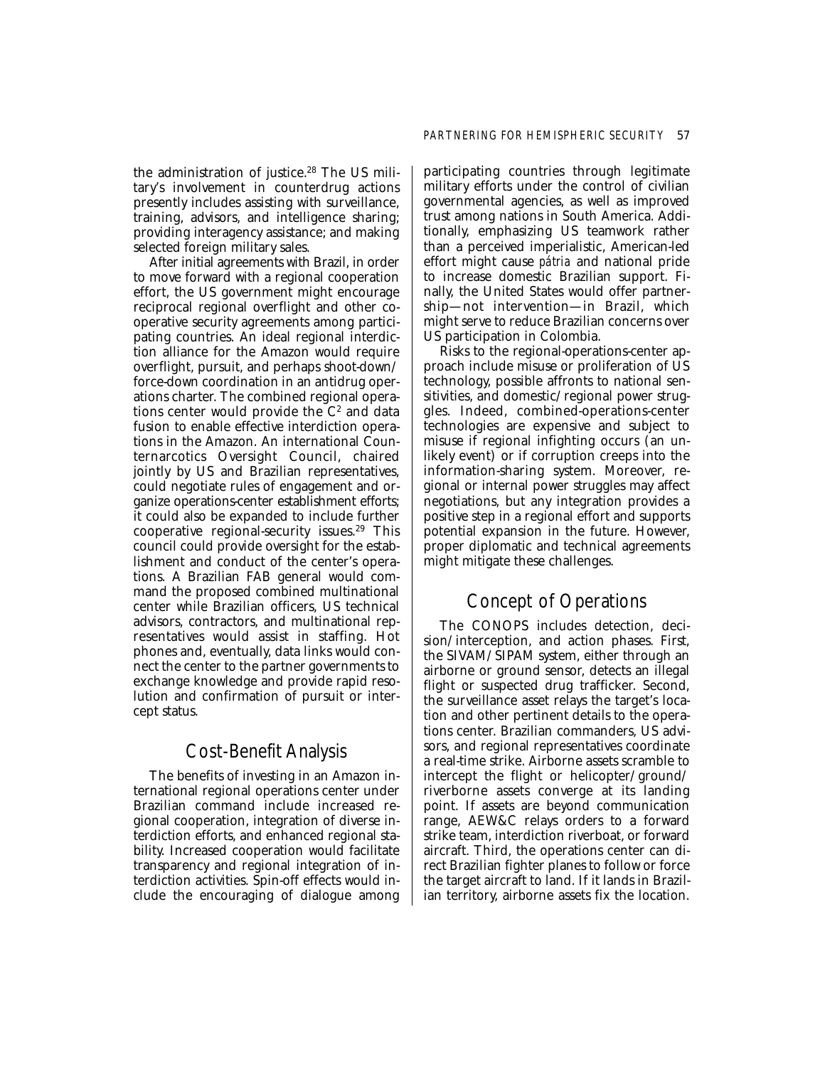the administration of justice.[28] The US military's involvement in counterdrug actions presently includes assisting with surveillance, training, advisors, and intelligence sharing; providing interagency assistance; and making selected foreign military sales.

After initial agreements with Brazil, in order to move forward with a regional cooperation effort, the US government might encourage reciprocal regional overflight and other cooperative security agreements among participating countries. An ideal regional interdiction alliance for the Amazon would require overflight, pursuit, and perhaps shoot-down/force-down coordination in an antidrug operations charter. The combined regional operations center would provide the $C^2$ and data fusion to enable effective interdiction operations in the Amazon. An international Counternarcotics Oversight Council, chaired jointly by US and Brazilian representatives, could negotiate rules of engagement and organize operations-center establishment efforts; it could also be expanded to include further cooperative regional-security issues.[29] This council could provide oversight for the establishment and conduct of the center's operations. A Brazilian FAB general would command the proposed combined multinational center while Brazilian officers, US technical advisors, contractors, and multinational representatives would assist in staffing. Hot phones and, eventually, data links would connect the center to the partner governments to exchange knowledge and provide rapid resolution and confirmation of pursuit or intercept status.

## Cost-Benefit Analysis

The benefits of investing in an Amazon international regional operations center under Brazilian command include increased regional cooperation, integration of diverse interdiction efforts, and enhanced regional stability. Increased cooperation would facilitate transparency and regional integration of interdiction activities. Spin-off effects would include the encouraging of dialogue among participating countries through legitimate military efforts under the control of civilian governmental agencies, as well as improved trust among nations in South America. Additionally, emphasizing US teamwork rather than a perceived imperialistic, American-led effort might cause *pátria* and national pride to increase domestic Brazilian support. Finally, the United States would offer partnership—not intervention—in Brazil, which might serve to reduce Brazilian concerns over US participation in Colombia.

Risks to the regional-operations-center approach include misuse or proliferation of US technology, possible affronts to national sensitivities, and domestic/regional power struggles. Indeed, combined-operations-center technologies are expensive and subject to misuse if regional infighting occurs (an unlikely event) or if corruption creeps into the information-sharing system. Moreover, regional or internal power struggles may affect negotiations, but any integration provides a positive step in a regional effort and supports potential expansion in the future. However, proper diplomatic and technical agreements might mitigate these challenges.

## Concept of Operations

The CONOPS includes detection, decision/interception, and action phases. First, the SIVAM/SIPAM system, either through an airborne or ground sensor, detects an illegal flight or suspected drug trafficker. Second, the surveillance asset relays the target's location and other pertinent details to the operations center. Brazilian commanders, US advisors, and regional representatives coordinate a real-time strike. Airborne assets scramble to intercept the flight or helicopter/ground/riverborne assets converge at its landing point. If assets are beyond communication range, AEW&C relays orders to a forward strike team, interdiction riverboat, or forward aircraft. Third, the operations center can direct Brazilian fighter planes to follow or force the target aircraft to land. If it lands in Brazilian territory, airborne assets fix the location.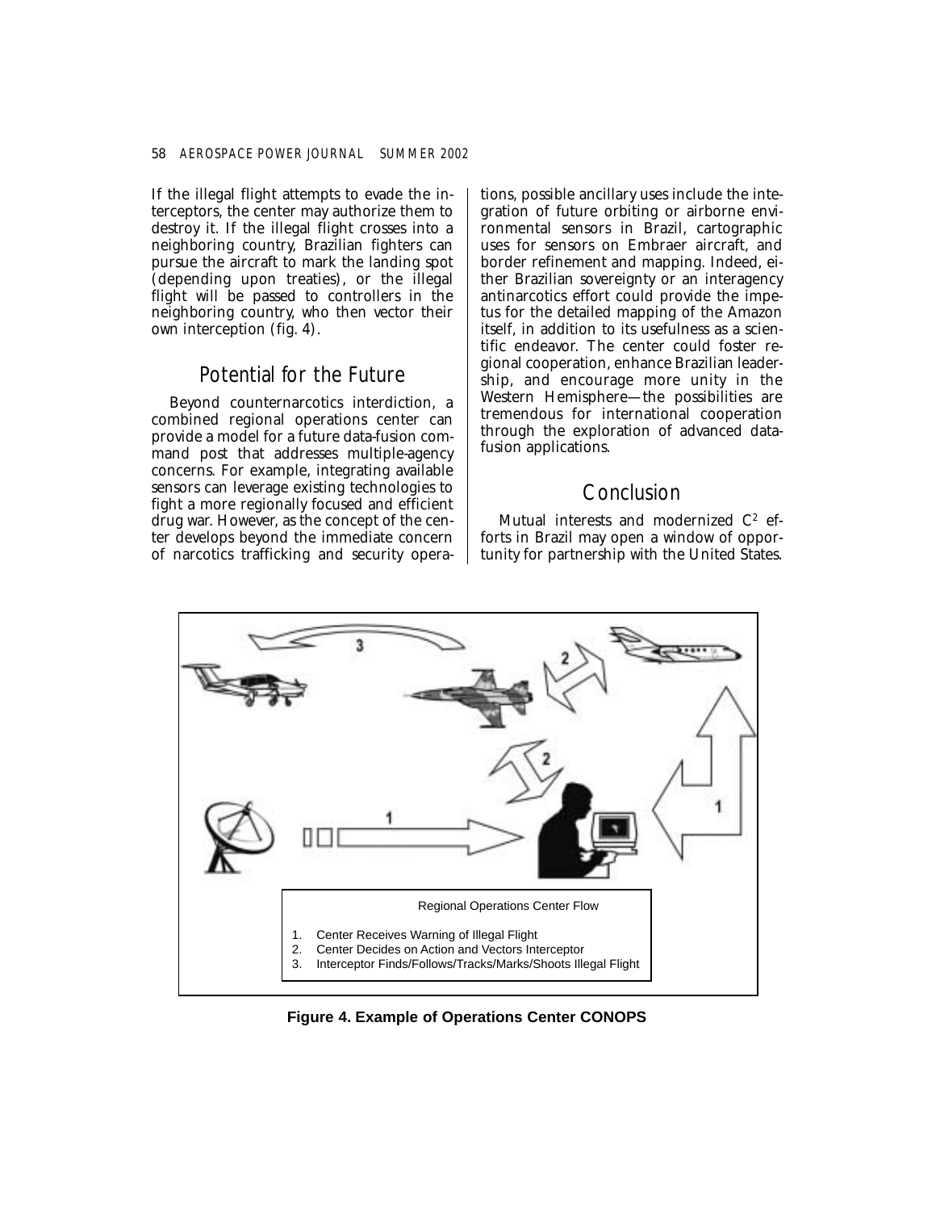If the illegal flight attempts to evade the interceptors, the center may authorize them to destroy it. If the illegal flight crosses into a neighboring country, Brazilian fighters can pursue the aircraft to mark the landing spot (depending upon treaties), or the illegal flight will be passed to controllers in the neighboring country, who then vector their own interception (fig. 4).

## Potential for the Future

Beyond counternarcotics interdiction, a combined regional operations center can provide a model for a future data-fusion command post that addresses multiple-agency concerns. For example, integrating available sensors can leverage existing technologies to fight a more regionally focused and efficient drug war. However, as the concept of the center develops beyond the immediate concern of narcotics trafficking and security operations, possible ancillary uses include the integration of future orbiting or airborne environmental sensors in Brazil, cartographic uses for sensors on Embraer aircraft, and border refinement and mapping. Indeed, either Brazilian sovereignty or an interagency antinarcotics effort could provide the impetus for the detailed mapping of the Amazon itself, in addition to its usefulness as a scientific endeavor. The center could foster regional cooperation, enhance Brazilian leadership, and encourage more unity in the Western Hemisphere—the possibilities are tremendous for international cooperation through the exploration of advanced data-fusion applications.

## Conclusion

Mutual interests and modernized $C^2$ efforts in Brazil may open a window of opportunity for partnership with the United States.

Regional Operations Center Flow

1. Center Receives Warning of Illegal Flight
2. Center Decides on Action and Vectors Interceptor
3. Interceptor Finds/Follows/Tracks/Marks/Shoots Illegal Flight

**Figure 4. Example of Operations Center CONOPS**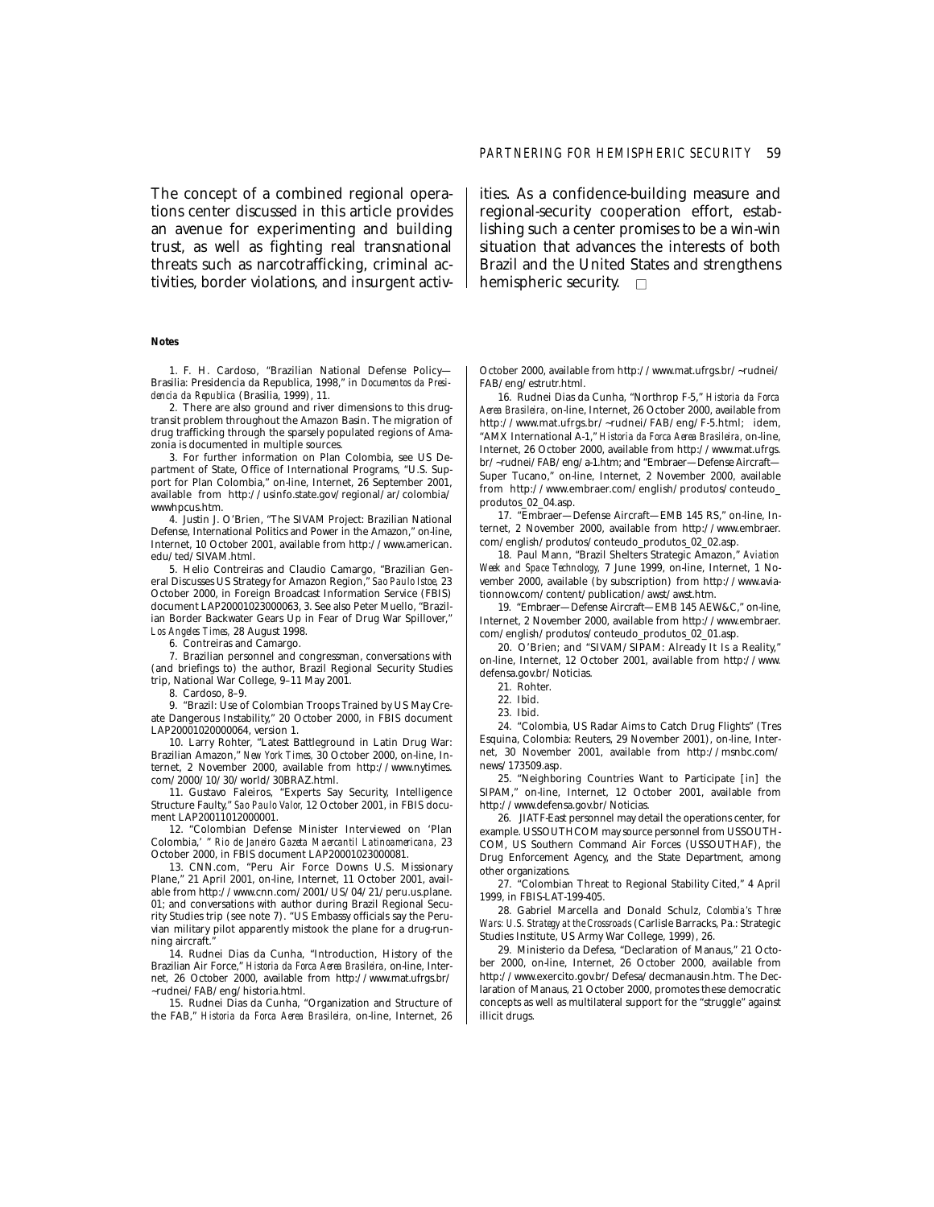The concept of a combined regional operations center discussed in this article provides an avenue for experimenting and building trust, as well as fighting real transnational threats such as narcotrafficking, criminal activities, border violations, and insurgent activities. As a confidence-building measure and regional-security cooperation effort, establishing such a center promises to be a win-win situation that advances the interests of both Brazil and the United States and strengthens hemispheric security. □

**Notes**

1. F. H. Cardoso, "Brazilian National Defense Policy—Brasilia: Presidencia da Republica, 1998," in *Documentos da Presidencia da Republica* (Brasilia, 1999), 11.

2. There are also ground and river dimensions to this drug-transit problem throughout the Amazon Basin. The migration of drug trafficking through the sparsely populated regions of Amazonia is documented in multiple sources.

3. For further information on Plan Colombia, see US Department of State, Office of International Programs, "U.S. Support for Plan Colombia," on-line, Internet, 26 September 2001, available from http://usinfo.state.gov/regional/ar/colombia/wwwhpcus.htm.

4. Justin J. O'Brien, "The SIVAM Project: Brazilian National Defense, International Politics and Power in the Amazon," on-line, Internet, 10 October 2001, available from http://www.american.edu/ted/SIVAM.html.

5. Helio Contreiras and Claudio Camargo, "Brazilian General Discusses US Strategy for Amazon Region," *Sao Paulo Istoe,* 23 October 2000, in Foreign Broadcast Information Service (FBIS) document LAP20001023000063, 3. See also Peter Muello, "Brazilian Border Backwater Gears Up in Fear of Drug War Spillover," *Los Angeles Times,* 28 August 1998.

6. Contreiras and Camargo.

7. Brazilian personnel and congressman, conversations with (and briefings to) the author, Brazil Regional Security Studies trip, National War College, 9–11 May 2001.

8. Cardoso, 8–9.

9. "Brazil: Use of Colombian Troops Trained by US May Create Dangerous Instability," 20 October 2000, in FBIS document LAP20001020000064, version 1.

10. Larry Rohter, "Latest Battleground in Latin Drug War: Brazilian Amazon," *New York Times,* 30 October 2000, on-line, Internet, 2 November 2000, available from http://www.nytimes.com/2000/10/30/world/30BRAZ.html.

11. Gustavo Faleiros, "Experts Say Security, Intelligence Structure Faulty," *Sao Paulo Valor,* 12 October 2001, in FBIS document LAP20011012000001.

12. "Colombian Defense Minister Interviewed on 'Plan Colombia,' " *Rio de Janeiro Gazeta Maercantil Latinoamericana,* 23 October 2000, in FBIS document LAP20001023000081.

13. CNN.com, "Peru Air Force Downs U.S. Missionary Plane," 21 April 2001, on-line, Internet, 11 October 2001, available from http://www.cnn.com/2001/US/04/21/peru.us.plane.01; and conversations with author during Brazil Regional Security Studies trip (see note 7). "US Embassy officials say the Peruvian military pilot apparently mistook the plane for a drug-running aircraft."

14. Rudnei Dias da Cunha, "Introduction, History of the Brazilian Air Force," *Historia da Forca Aerea Brasileira,* on-line, Internet, 26 October 2000, available from http://www.mat.ufrgs.br/~rudnei/FAB/eng/historia.html.

15. Rudnei Dias da Cunha, "Organization and Structure of the FAB," *Historia da Forca Aerea Brasileira,* on-line, Internet, 26 October 2000, available from http://www.mat.ufrgs.br/~rudnei/FAB/eng/estrutr.html.

16. Rudnei Dias da Cunha, "Northrop F-5," *Historia da Forca Aerea Brasileira,* on-line, Internet, 26 October 2000, available from http://www.mat.ufrgs.br/~rudnei/FAB/eng/F-5.html; idem, "AMX International A-1," *Historia da Forca Aerea Brasileira,* on-line, Internet, 26 October 2000, available from http://www.mat.ufrgs.br/~rudnei/FAB/eng/a-1.htm; and "Embraer—Defense Aircraft—Super Tucano," on-line, Internet, 2 November 2000, available from http://www.embraer.com/english/produtos/conteudo_produtos_02_04.asp.

17. "Embraer—Defense Aircraft—EMB 145 RS," on-line, Internet, 2 November 2000, available from http://www.embraer.com/english/produtos/conteudo_produtos_02_02.asp.

18. Paul Mann, "Brazil Shelters Strategic Amazon," *Aviation Week and Space Technology,* 7 June 1999, on-line, Internet, 1 November 2000, available (by subscription) from http://www.aviationnow.com/content/publication/awst/awst.htm.

19. "Embraer—Defense Aircraft—EMB 145 AEW&C," on-line, Internet, 2 November 2000, available from http://www.embraer.com/english/produtos/conteudo_produtos_02_01.asp.

20. O'Brien; and "SIVAM/SIPAM: Already It Is a Reality," on-line, Internet, 12 October 2001, available from http://www.defensa.gov.br/Noticias.

21. Rohter.

22. Ibid.

23. Ibid.

24. "Colombia, US Radar Aims to Catch Drug Flights" (Tres Esquina, Colombia: Reuters, 29 November 2001), on-line, Internet, 30 November 2001, available from http://msnbc.com/news/173509.asp.

25. "Neighboring Countries Want to Participate [in] the SIPAM," on-line, Internet, 12 October 2001, available from http://www.defensa.gov.br/Noticias.

26. JIATF-East personnel may detail the operations center, for example. USSOUTHCOM may source personnel from USSOUTHCOM, US Southern Command Air Forces (USSOUTHAF), the Drug Enforcement Agency, and the State Department, among other organizations.

27. "Colombian Threat to Regional Stability Cited," 4 April 1999, in FBIS-LAT-199-405.

28. Gabriel Marcella and Donald Schulz, *Colombia's Three Wars: U.S. Strategy at the Crossroads* (Carlisle Barracks, Pa.: Strategic Studies Institute, US Army War College, 1999), 26.

29. Ministerio da Defesa, "Declaration of Manaus," 21 October 2000, on-line, Internet, 26 October 2000, available from http://www.exercito.gov.br/Defesa/decmanausin.htm. The Declaration of Manaus, 21 October 2000, promotes these democratic concepts as well as multilateral support for the "struggle" against illicit drugs.